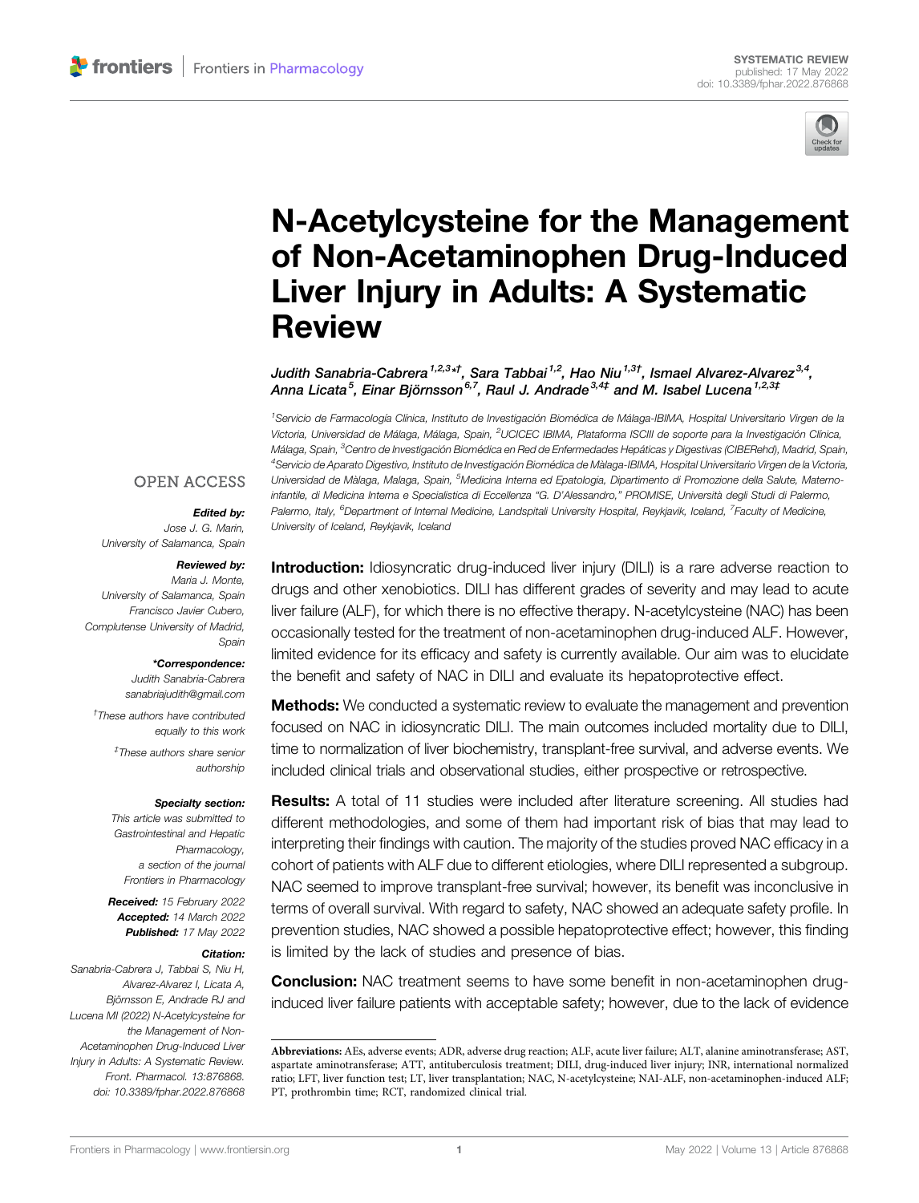SYSTEMATIC REVIEW
published: 17 May 2022
doi: 10.3389/fphar.2022.876868

# N-Acetylcysteine for the Management of Non-Acetaminophen Drug-Induced Liver Injury in Adults: A Systematic Review

*Judith Sanabria-Cabrera[1,2,3*†], Sara Tabbai[1,2], Hao Niu[1,3†], Ismael Alvarez-Alvarez[3,4], Anna Licata[5], Einar Björnsson[6,7], Raul J. Andrade[3,4‡] and M. Isabel Lucena[1,2,3‡]*

[1]Servicio de Farmacología Clínica, Instituto de Investigación Biomédica de Málaga-IBIMA, Hospital Universitario Virgen de la Victoria, Universidad de Málaga, Málaga, Spain, [2]UICEC IBIMA, Plataforma ISCIII de soporte para la Investigación Clínica, Málaga, Spain, [3]Centro de Investigación Biomédica en Red de Enfermedades Hepáticas y Digestivas (CIBERehd), Madrid, Spain, [4]Servicio de Aparato Digestivo, Instituto de Investigación Biomédica de Màlaga-IBIMA, Hospital Universitario Virgen de la Victoria, Universidad de Màlaga, Malaga, Spain, [5]Medicina Interna ed Epatologia, Dipartimento di Promozione della Salute, Materno-infantile, di Medicina Interna e Specialistica di Eccellenza "G. D'Alessandro," PROMISE, Università degli Studi di Palermo, Palermo, Italy, [6]Department of Internal Medicine, Landspitali University Hospital, Reykjavik, Iceland, [7]Faculty of Medicine, University of Iceland, Reykjavik, Iceland

OPEN ACCESS

**Edited by:**
*Jose J. G. Marin, University of Salamanca, Spain*

**Reviewed by:**
*Maria J. Monte, University of Salamanca, Spain*
*Francisco Javier Cubero, Complutense University of Madrid, Spain*

***Correspondence:**
*Judith Sanabria-Cabrera*
*sanabriajudith@gmail.com*

†These authors have contributed equally to this work

‡These authors share senior authorship

**Specialty section:**
This article was submitted to Gastrointestinal and Hepatic Pharmacology, a section of the journal Frontiers in Pharmacology

**Received:** 15 February 2022
**Accepted:** 14 March 2022
**Published:** 17 May 2022

**Citation:**
Sanabria-Cabrera J, Tabbai S, Niu H, Alvarez-Alvarez I, Licata A, Björnsson E, Andrade RJ and Lucena MI (2022) N-Acetylcysteine for the Management of Non-Acetaminophen Drug-Induced Liver Injury in Adults: A Systematic Review. Front. Pharmacol. 13:876868. doi: 10.3389/fphar.2022.876868

**Introduction:** Idiosyncratic drug-induced liver injury (DILI) is a rare adverse reaction to drugs and other xenobiotics. DILI has different grades of severity and may lead to acute liver failure (ALF), for which there is no effective therapy. N-acetylcysteine (NAC) has been occasionally tested for the treatment of non-acetaminophen drug-induced ALF. However, limited evidence for its efficacy and safety is currently available. Our aim was to elucidate the benefit and safety of NAC in DILI and evaluate its hepatoprotective effect.

**Methods:** We conducted a systematic review to evaluate the management and prevention focused on NAC in idiosyncratic DILI. The main outcomes included mortality due to DILI, time to normalization of liver biochemistry, transplant-free survival, and adverse events. We included clinical trials and observational studies, either prospective or retrospective.

**Results:** A total of 11 studies were included after literature screening. All studies had different methodologies, and some of them had important risk of bias that may lead to interpreting their findings with caution. The majority of the studies proved NAC efficacy in a cohort of patients with ALF due to different etiologies, where DILI represented a subgroup. NAC seemed to improve transplant-free survival; however, its benefit was inconclusive in terms of overall survival. With regard to safety, NAC showed an adequate safety profile. In prevention studies, NAC showed a possible hepatoprotective effect; however, this finding is limited by the lack of studies and presence of bias.

**Conclusion:** NAC treatment seems to have some benefit in non-acetaminophen drug-induced liver failure patients with acceptable safety; however, due to the lack of evidence

**Abbreviations:** AEs, adverse events; ADR, adverse drug reaction; ALF, acute liver failure; ALT, alanine aminotransferase; AST, aspartate aminotransferase; ATT, antituberculosis treatment; DILI, drug-induced liver injury; INR, international normalized ratio; LFT, liver function test; LT, liver transplantation; NAC, N-acetylcysteine; NAI-ALF, non-acetaminophen-induced ALF; PT, prothrombin time; RCT, randomized clinical trial.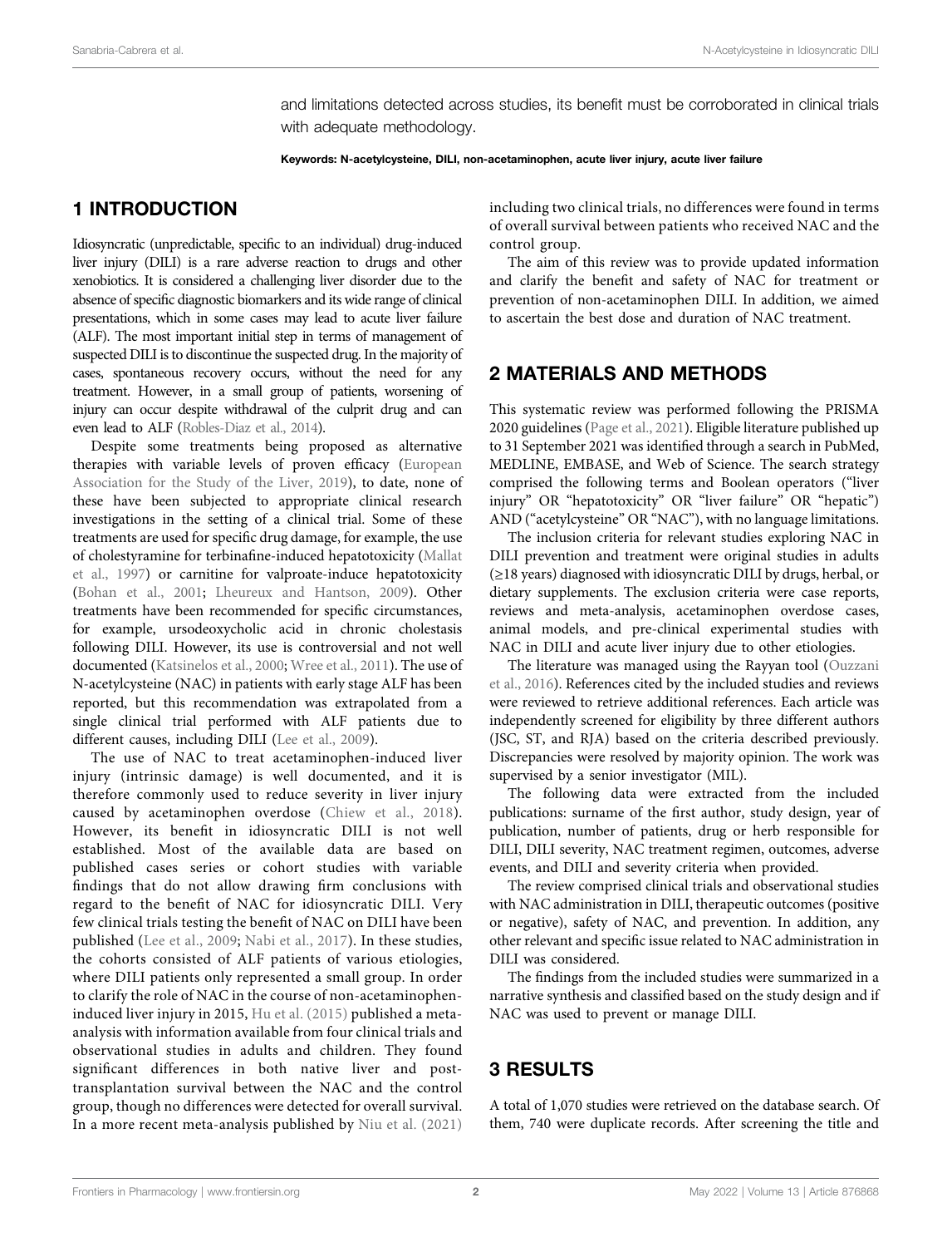and limitations detected across studies, its benefit must be corroborated in clinical trials with adequate methodology.

**Keywords: N-acetylcysteine, DILI, non-acetaminophen, acute liver injury, acute liver failure**

## 1 INTRODUCTION

Idiosyncratic (unpredictable, specific to an individual) drug-induced liver injury (DILI) is a rare adverse reaction to drugs and other xenobiotics. It is considered a challenging liver disorder due to the absence of specific diagnostic biomarkers and its wide range of clinical presentations, which in some cases may lead to acute liver failure (ALF). The most important initial step in terms of management of suspected DILI is to discontinue the suspected drug. In the majority of cases, spontaneous recovery occurs, without the need for any treatment. However, in a small group of patients, worsening of injury can occur despite withdrawal of the culprit drug and can even lead to ALF (Robles-Diaz et al., 2014).

Despite some treatments being proposed as alternative therapies with variable levels of proven efficacy (European Association for the Study of the Liver, 2019), to date, none of these have been subjected to appropriate clinical research investigations in the setting of a clinical trial. Some of these treatments are used for specific drug damage, for example, the use of cholestyramine for terbinafine-induced hepatotoxicity (Mallat et al., 1997) or carnitine for valproate-induce hepatotoxicity (Bohan et al., 2001; Lheureux and Hantson, 2009). Other treatments have been recommended for specific circumstances, for example, ursodeoxycholic acid in chronic cholestasis following DILI. However, its use is controversial and not well documented (Katsinelos et al., 2000; Wree et al., 2011). The use of N-acetylcysteine (NAC) in patients with early stage ALF has been reported, but this recommendation was extrapolated from a single clinical trial performed with ALF patients due to different causes, including DILI (Lee et al., 2009).

The use of NAC to treat acetaminophen-induced liver injury (intrinsic damage) is well documented, and it is therefore commonly used to reduce severity in liver injury caused by acetaminophen overdose (Chiew et al., 2018). However, its benefit in idiosyncratic DILI is not well established. Most of the available data are based on published cases series or cohort studies with variable findings that do not allow drawing firm conclusions with regard to the benefit of NAC for idiosyncratic DILI. Very few clinical trials testing the benefit of NAC on DILI have been published (Lee et al., 2009; Nabi et al., 2017). In these studies, the cohorts consisted of ALF patients of various etiologies, where DILI patients only represented a small group. In order to clarify the role of NAC in the course of non-acetaminophen-induced liver injury in 2015, Hu et al. (2015) published a meta-analysis with information available from four clinical trials and observational studies in adults and children. They found significant differences in both native liver and post-transplantation survival between the NAC and the control group, though no differences were detected for overall survival. In a more recent meta-analysis published by Niu et al. (2021) including two clinical trials, no differences were found in terms of overall survival between patients who received NAC and the control group.

The aim of this review was to provide updated information and clarify the benefit and safety of NAC for treatment or prevention of non-acetaminophen DILI. In addition, we aimed to ascertain the best dose and duration of NAC treatment.

## 2 MATERIALS AND METHODS

This systematic review was performed following the PRISMA 2020 guidelines (Page et al., 2021). Eligible literature published up to 31 September 2021 was identified through a search in PubMed, MEDLINE, EMBASE, and Web of Science. The search strategy comprised the following terms and Boolean operators ("liver injury" OR "hepatotoxicity" OR "liver failure" OR "hepatic") AND ("acetylcysteine" OR "NAC"), with no language limitations.

The inclusion criteria for relevant studies exploring NAC in DILI prevention and treatment were original studies in adults (≥18 years) diagnosed with idiosyncratic DILI by drugs, herbal, or dietary supplements. The exclusion criteria were case reports, reviews and meta-analysis, acetaminophen overdose cases, animal models, and pre-clinical experimental studies with NAC in DILI and acute liver injury due to other etiologies.

The literature was managed using the Rayyan tool (Ouzzani et al., 2016). References cited by the included studies and reviews were reviewed to retrieve additional references. Each article was independently screened for eligibility by three different authors (JSC, ST, and RJA) based on the criteria described previously. Discrepancies were resolved by majority opinion. The work was supervised by a senior investigator (MIL).

The following data were extracted from the included publications: surname of the first author, study design, year of publication, number of patients, drug or herb responsible for DILI, DILI severity, NAC treatment regimen, outcomes, adverse events, and DILI and severity criteria when provided.

The review comprised clinical trials and observational studies with NAC administration in DILI, therapeutic outcomes (positive or negative), safety of NAC, and prevention. In addition, any other relevant and specific issue related to NAC administration in DILI was considered.

The findings from the included studies were summarized in a narrative synthesis and classified based on the study design and if NAC was used to prevent or manage DILI.

## 3 RESULTS

A total of 1,070 studies were retrieved on the database search. Of them, 740 were duplicate records. After screening the title and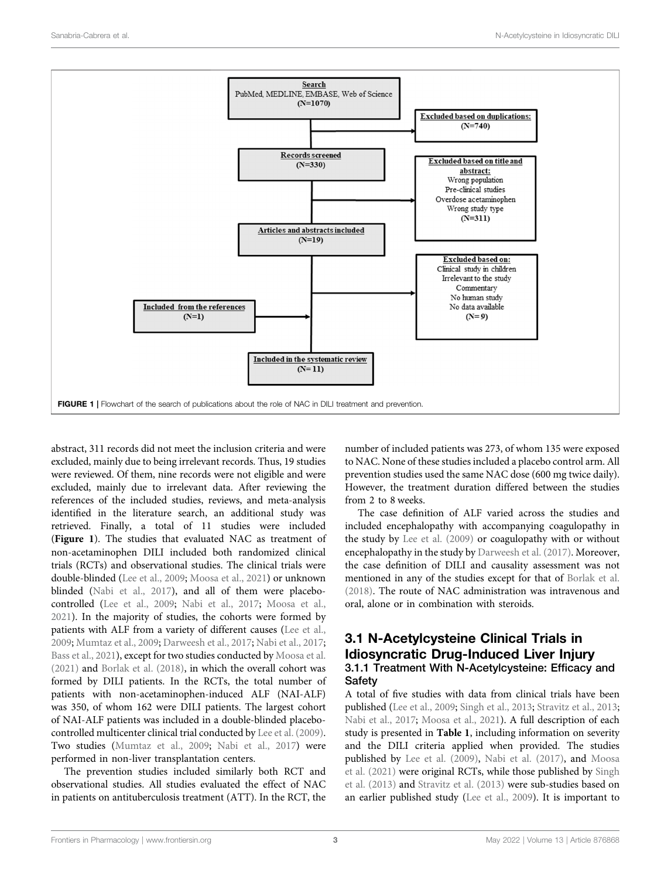**Search**
PubMed, MEDLINE, EMBASE, Web of Science
(N=1070)

**Excluded based on duplications:**
(N=740)

**Records screened**
(N=330)

**Excluded based on title and abstract:**
Wrong population
Pre-clinical studies
Overdose acetaminophen
Wrong study type
(N=311)

**Articles and abstracts included**
(N=19)

**Excluded based on:**
Clinical study in children
Irrelevant to the study
Commentary
No human study
No data available
(N= 9)

**Included from the references**
(N=1)

**Included in the systematic review**
(N= 11)

**FIGURE 1** | Flowchart of the search of publications about the role of NAC in DILI treatment and prevention.

abstract, 311 records did not meet the inclusion criteria and were excluded, mainly due to being irrelevant records. Thus, 19 studies were reviewed. Of them, nine records were not eligible and were excluded, mainly due to irrelevant data. After reviewing the references of the included studies, reviews, and meta-analysis identified in the literature search, an additional study was retrieved. Finally, a total of 11 studies were included (**Figure 1**). The studies that evaluated NAC as treatment of non-acetaminophen DILI included both randomized clinical trials (RCTs) and observational studies. The clinical trials were double-blinded (Lee et al., 2009; Moosa et al., 2021) or unknown blinded (Nabi et al., 2017), and all of them were placebo-controlled (Lee et al., 2009; Nabi et al., 2017; Moosa et al., 2021). In the majority of studies, the cohorts were formed by patients with ALF from a variety of different causes (Lee et al., 2009; Mumtaz et al., 2009; Darweesh et al., 2017; Nabi et al., 2017; Bass et al., 2021), except for two studies conducted by Moosa et al. (2021) and Borlak et al. (2018), in which the overall cohort was formed by DILI patients. In the RCTs, the total number of patients with non-acetaminophen-induced ALF (NAI-ALF) was 350, of whom 162 were DILI patients. The largest cohort of NAI-ALF patients was included in a double-blinded placebo-controlled multicenter clinical trial conducted by Lee et al. (2009). Two studies (Mumtaz et al., 2009; Nabi et al., 2017) were performed in non-liver transplantation centers.

The prevention studies included similarly both RCT and observational studies. All studies evaluated the effect of NAC in patients on antituberculosis treatment (ATT). In the RCT, the number of included patients was 273, of whom 135 were exposed to NAC. None of these studies included a placebo control arm. All prevention studies used the same NAC dose (600 mg twice daily). However, the treatment duration differed between the studies from 2 to 8 weeks.

The case definition of ALF varied across the studies and included encephalopathy with accompanying coagulopathy in the study by Lee et al. (2009) or coagulopathy with or without encephalopathy in the study by Darweesh et al. (2017). Moreover, the case definition of DILI and causality assessment was not mentioned in any of the studies except for that of Borlak et al. (2018). The route of NAC administration was intravenous and oral, alone or in combination with steroids.

## 3.1 N-Acetylcysteine Clinical Trials in Idiosyncratic Drug-Induced Liver Injury

### 3.1.1 Treatment With N-Acetylcysteine: Efficacy and Safety

A total of five studies with data from clinical trials have been published (Lee et al., 2009; Singh et al., 2013; Stravitz et al., 2013; Nabi et al., 2017; Moosa et al., 2021). A full description of each study is presented in **Table 1**, including information on severity and the DILI criteria applied when provided. The studies published by Lee et al. (2009), Nabi et al. (2017), and Moosa et al. (2021) were original RCTs, while those published by Singh et al. (2013) and Stravitz et al. (2013) were sub-studies based on an earlier published study (Lee et al., 2009). It is important to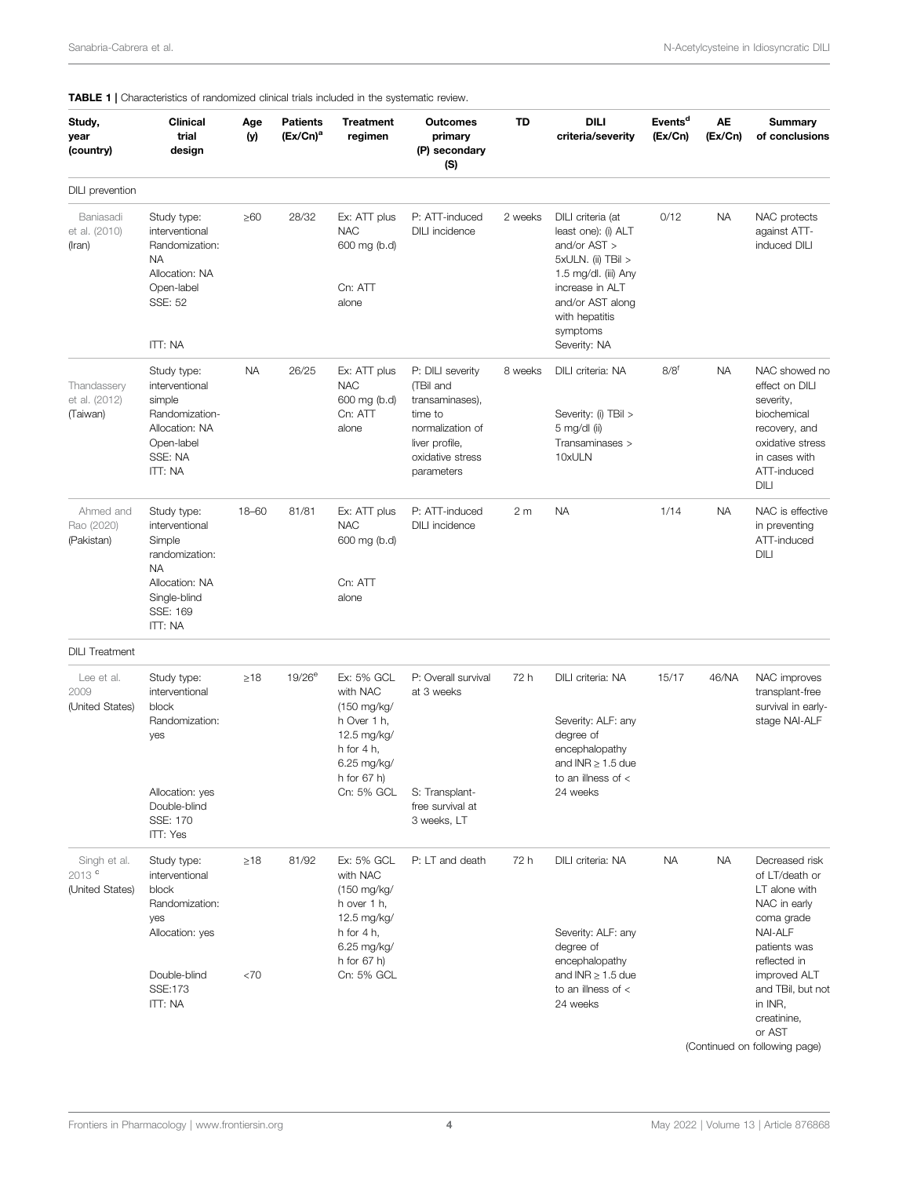**TABLE 1** | Characteristics of randomized clinical trials included in the systematic review.

| Study, year (country) | Clinical trial design | Age (y) | Patients (Ex/Cn)[a] | Treatment regimen | Outcomes primary (P) secondary (S) | TD | DILI criteria/severity | Events[d] (Ex/Cn) | AE (Ex/Cn) | Summary of conclusions |
|---|---|---|---|---|---|---|---|---|---|---|
| DILI prevention | | | | | | | | | | |
| Baniasadi et al. (2010) (Iran) | Study type: interventional Randomization: NA Allocation: NA Open-label SSE: 52 ITT: NA | ≥60 | 28/32 | Ex: ATT plus NAC 600 mg (b.d) Cn: ATT alone | P: ATT-induced DILI incidence | 2 weeks | DILI criteria (at least one): (i) ALT and/or AST > 5xULN. (ii) TBil > 1.5 mg/dl. (iii) Any increase in ALT and/or AST along with hepatitis symptoms Severity: NA | 0/12 | NA | NAC protects against ATT-induced DILI |
| Thandassery et al. (2012) (Taiwan) | Study type: interventional simple Randomization- Allocation: NA Open-label SSE: NA ITT: NA | NA | 26/25 | Ex: ATT plus NAC 600 mg (b.d) Cn: ATT alone | P: DILI severity (TBil and transaminases), time to normalization of liver profile, oxidative stress parameters | 8 weeks | DILI criteria: NA Severity: (i) TBil > 5 mg/dl (ii) Transaminases > 10xULN | 8/8[f] | NA | NAC showed no effect on DILI severity, biochemical recovery, and oxidative stress in cases with ATT-induced DILI |
| Ahmed and Rao (2020) (Pakistan) | Study type: interventional Simple randomization: NA Allocation: NA Single-blind SSE: 169 ITT: NA | 18–60 | 81/81 | Ex: ATT plus NAC 600 mg (b.d) Cn: ATT alone | P: ATT-induced DILI incidence | 2 m | NA | 1/14 | NA | NAC is effective in preventing ATT-induced DILI |
| DILI Treatment | | | | | | | | | | |
| Lee et al. 2009 (United States) | Study type: interventional block Randomization: yes Allocation: yes Double-blind SSE: 170 ITT: Yes | ≥18 | 19/26[e] | Ex: 5% GCL with NAC (150 mg/kg/ h Over 1 h, 12.5 mg/kg/ h for 4 h, 6.25 mg/kg/ h for 67 h) Cn: 5% GCL | P: Overall survival at 3 weeks S: Transplant-free survival at 3 weeks, LT | 72 h | DILI criteria: NA Severity: ALF: any degree of encephalopathy and INR ≥ 1.5 due to an illness of < 24 weeks | 15/17 | 46/NA | NAC improves transplant-free survival in early-stage NAI-ALF |
| Singh et al. 2013 [c] (United States) | Study type: interventional block Randomization: yes Allocation: yes Double-blind SSE:173 ITT: NA | ≥18 <70 | 81/92 | Ex: 5% GCL with NAC (150 mg/kg/ h over 1 h, 12.5 mg/kg/ h for 4 h, 6.25 mg/kg/ h for 67 h) Cn: 5% GCL | P: LT and death | 72 h | DILI criteria: NA Severity: ALF: any degree of encephalopathy and INR ≥ 1.5 due to an illness of < 24 weeks | NA | NA | Decreased risk of LT/death or LT alone with NAC in early coma grade NAI-ALF patients was reflected in improved ALT and TBil, but not in INR, creatinine, or AST |

(Continued on following page)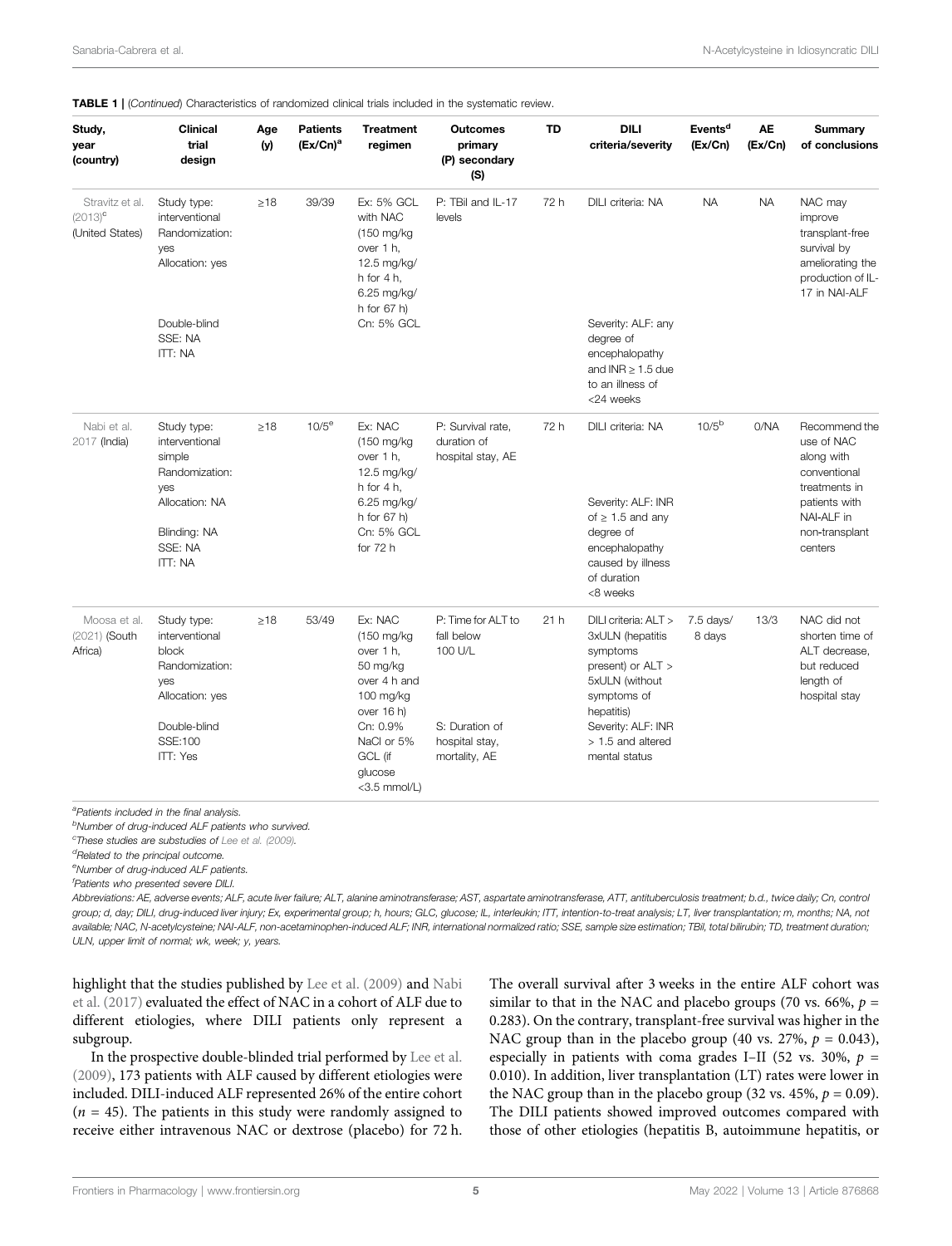**TABLE 1** | (*Continued*) Characteristics of randomized clinical trials included in the systematic review.

| Study, year (country) | Clinical trial design | Age (y) | Patients (Ex/Cn)[a] | Treatment regimen | Outcomes primary (P) secondary (S) | TD | DILI criteria/severity | Events[d] (Ex/Cn) | AE (Ex/Cn) | Summary of conclusions |
|---|---|---|---|---|---|---|---|---|---|---|
| Stravitz et al. (2013)[c] (United States) | Study type: interventional Randomization: yes Allocation: yes Double-blind SSE: NA ITT: NA | ≥18 | 39/39 | Ex: 5% GCL with NAC (150 mg/kg over 1 h, 12.5 mg/kg/h for 4 h, 6.25 mg/kg/h for 67 h) Cn: 5% GCL | P: TBil and IL-17 levels | 72 h | DILI criteria: NA Severity: ALF: any degree of encephalopathy and INR ≥ 1.5 due to an illness of <24 weeks | NA | NA | NAC may improve transplant-free survival by ameliorating the production of IL-17 in NAI-ALF |
| Nabi et al. 2017 (India) | Study type: interventional simple Randomization: yes Allocation: NA Blinding: NA SSE: NA ITT: NA | ≥18 | 10/5[e] | Ex: NAC (150 mg/kg over 1 h, 12.5 mg/kg/h for 4 h, 6.25 mg/kg/h for 67 h) Cn: 5% GCL for 72 h | P: Survival rate, duration of hospital stay, AE | 72 h | DILI criteria: NA Severity: ALF: INR of ≥ 1.5 and any degree of encephalopathy caused by illness of duration <8 weeks | 10/5[b] | 0/NA | Recommend the use of NAC along with conventional treatments in patients with NAI-ALF in non-transplant centers |
| Moosa et al. (2021) (South Africa) | Study type: interventional block Randomization: yes Allocation: yes Double-blind SSE:100 ITT: Yes | ≥18 | 53/49 | Ex: NAC (150 mg/kg over 1 h, 50 mg/kg over 4 h and 100 mg/kg over 16 h) Cn: 0.9% NaCl or 5% GCL (if glucose <3.5 mmol/L) | P: Time for ALT to fall below 100 U/L S: Duration of hospital stay, mortality, AE | 21 h | DILI criteria: ALT > 3xULN (hepatitis symptoms present) or ALT > 5xULN (without symptoms of hepatitis) Severity: ALF: INR > 1.5 and altered mental status | 7.5 days/ 8 days | 13/3 | NAC did not shorten time of ALT decrease, but reduced length of hospital stay |

[a]Patients included in the final analysis.
[b]Number of drug-induced ALF patients who survived.
[c]These studies are substudies of Lee et al. (2009).
[d]Related to the principal outcome.
[e]Number of drug-induced ALF patients.
[f]Patients who presented severe DILI.

*Abbreviations: AE, adverse events; ALF, acute liver failure; ALT, alanine aminotransferase; AST, aspartate aminotransferase, ATT, antituberculosis treatment; b.d., twice daily; Cn, control group; d, day; DILI, drug-induced liver injury; Ex, experimental group; h, hours; GLC, glucose; IL, interleukin; ITT, intention-to-treat analysis; LT, liver transplantation; m, months; NA, not available; NAC, N-acetylcysteine; NAI-ALF, non-acetaminophen-induced ALF; INR, international normalized ratio; SSE, sample size estimation; TBil, total bilirubin; TD, treatment duration; ULN, upper limit of normal; wk, week; y, years.*

highlight that the studies published by Lee et al. (2009) and Nabi et al. (2017) evaluated the effect of NAC in a cohort of ALF due to different etiologies, where DILI patients only represent a subgroup.

In the prospective double-blinded trial performed by Lee et al. (2009), 173 patients with ALF caused by different etiologies were included. DILI-induced ALF represented 26% of the entire cohort ($n = 45$). The patients in this study were randomly assigned to receive either intravenous NAC or dextrose (placebo) for 72 h. The overall survival after 3 weeks in the entire ALF cohort was similar to that in the NAC and placebo groups (70 vs. 66%, $p = 0.283$). On the contrary, transplant-free survival was higher in the NAC group than in the placebo group (40 vs. 27%, $p = 0.043$), especially in patients with coma grades I–II (52 vs. 30%, $p = 0.010$). In addition, liver transplantation (LT) rates were lower in the NAC group than in the placebo group (32 vs. 45%, $p = 0.09$). The DILI patients showed improved outcomes compared with those of other etiologies (hepatitis B, autoimmune hepatitis, or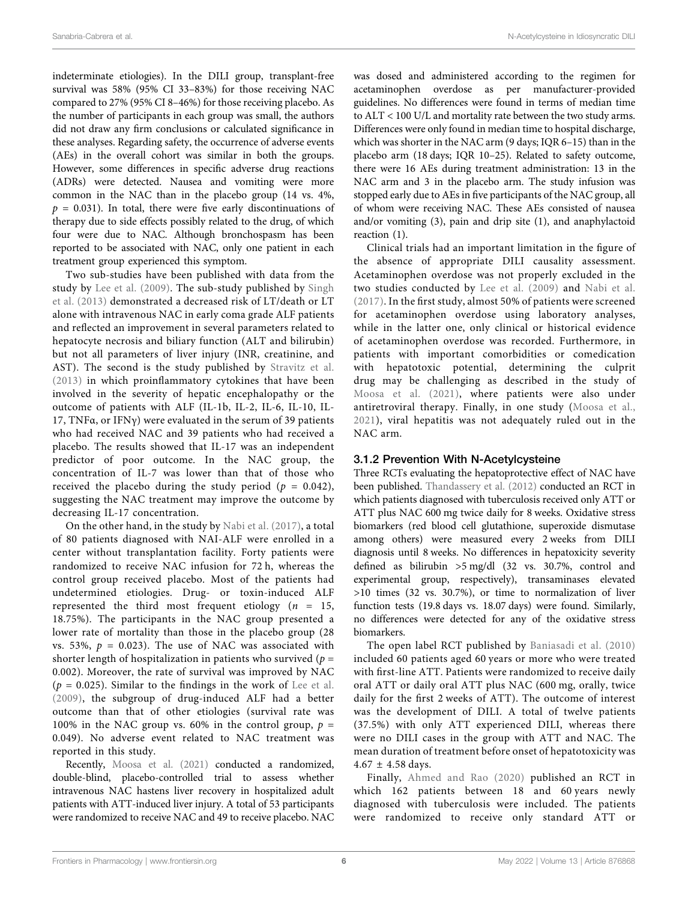indeterminate etiologies). In the DILI group, transplant-free survival was 58% (95% CI 33–83%) for those receiving NAC compared to 27% (95% CI 8–46%) for those receiving placebo. As the number of participants in each group was small, the authors did not draw any firm conclusions or calculated significance in these analyses. Regarding safety, the occurrence of adverse events (AEs) in the overall cohort was similar in both the groups. However, some differences in specific adverse drug reactions (ADRs) were detected. Nausea and vomiting were more common in the NAC than in the placebo group (14 vs. 4%, $p = 0.031$). In total, there were five early discontinuations of therapy due to side effects possibly related to the drug, of which four were due to NAC. Although bronchospasm has been reported to be associated with NAC, only one patient in each treatment group experienced this symptom.

Two sub-studies have been published with data from the study by Lee et al. (2009). The sub-study published by Singh et al. (2013) demonstrated a decreased risk of LT/death or LT alone with intravenous NAC in early coma grade ALF patients and reflected an improvement in several parameters related to hepatocyte necrosis and biliary function (ALT and bilirubin) but not all parameters of liver injury (INR, creatinine, and AST). The second is the study published by Stravitz et al. (2013) in which proinflammatory cytokines that have been involved in the severity of hepatic encephalopathy or the outcome of patients with ALF (IL-1b, IL-2, IL-6, IL-10, IL-17, TNFα, or IFNγ) were evaluated in the serum of 39 patients who had received NAC and 39 patients who had received a placebo. The results showed that IL-17 was an independent predictor of poor outcome. In the NAC group, the concentration of IL-7 was lower than that of those who received the placebo during the study period ($p = 0.042$), suggesting the NAC treatment may improve the outcome by decreasing IL-17 concentration.

On the other hand, in the study by Nabi et al. (2017), a total of 80 patients diagnosed with NAI-ALF were enrolled in a center without transplantation facility. Forty patients were randomized to receive NAC infusion for 72 h, whereas the control group received placebo. Most of the patients had undetermined etiologies. Drug- or toxin-induced ALF represented the third most frequent etiology ($n = 15$, 18.75%). The participants in the NAC group presented a lower rate of mortality than those in the placebo group (28 vs. 53%, $p = 0.023$). The use of NAC was associated with shorter length of hospitalization in patients who survived ($p = 0.002$). Moreover, the rate of survival was improved by NAC ($p = 0.025$). Similar to the findings in the work of Lee et al. (2009), the subgroup of drug-induced ALF had a better outcome than that of other etiologies (survival rate was 100% in the NAC group vs. 60% in the control group, $p = 0.049$). No adverse event related to NAC treatment was reported in this study.

Recently, Moosa et al. (2021) conducted a randomized, double-blind, placebo-controlled trial to assess whether intravenous NAC hastens liver recovery in hospitalized adult patients with ATT-induced liver injury. A total of 53 participants were randomized to receive NAC and 49 to receive placebo. NAC was dosed and administered according to the regimen for acetaminophen overdose as per manufacturer-provided guidelines. No differences were found in terms of median time to ALT < 100 U/L and mortality rate between the two study arms. Differences were only found in median time to hospital discharge, which was shorter in the NAC arm (9 days; IQR 6–15) than in the placebo arm (18 days; IQR 10–25). Related to safety outcome, there were 16 AEs during treatment administration: 13 in the NAC arm and 3 in the placebo arm. The study infusion was stopped early due to AEs in five participants of the NAC group, all of whom were receiving NAC. These AEs consisted of nausea and/or vomiting (3), pain and drip site (1), and anaphylactoid reaction (1).

Clinical trials had an important limitation in the figure of the absence of appropriate DILI causality assessment. Acetaminophen overdose was not properly excluded in the two studies conducted by Lee et al. (2009) and Nabi et al. (2017). In the first study, almost 50% of patients were screened for acetaminophen overdose using laboratory analyses, while in the latter one, only clinical or historical evidence of acetaminophen overdose was recorded. Furthermore, in patients with important comorbidities or comedication with hepatotoxic potential, determining the culprit drug may be challenging as described in the study of Moosa et al. (2021), where patients were also under antiretroviral therapy. Finally, in one study (Moosa et al., 2021), viral hepatitis was not adequately ruled out in the NAC arm.

### 3.1.2 Prevention With N-Acetylcysteine

Three RCTs evaluating the hepatoprotective effect of NAC have been published. Thandassery et al. (2012) conducted an RCT in which patients diagnosed with tuberculosis received only ATT or ATT plus NAC 600 mg twice daily for 8 weeks. Oxidative stress biomarkers (red blood cell glutathione, superoxide dismutase among others) were measured every 2 weeks from DILI diagnosis until 8 weeks. No differences in hepatoxicity severity defined as bilirubin >5 mg/dl (32 vs. 30.7%, control and experimental group, respectively), transaminases elevated >10 times (32 vs. 30.7%), or time to normalization of liver function tests (19.8 days vs. 18.07 days) were found. Similarly, no differences were detected for any of the oxidative stress biomarkers.

The open label RCT published by Baniasadi et al. (2010) included 60 patients aged 60 years or more who were treated with first-line ATT. Patients were randomized to receive daily oral ATT or daily oral ATT plus NAC (600 mg, orally, twice daily for the first 2 weeks of ATT). The outcome of interest was the development of DILI. A total of twelve patients (37.5%) with only ATT experienced DILI, whereas there were no DILI cases in the group with ATT and NAC. The mean duration of treatment before onset of hepatotoxicity was 4.67 ± 4.58 days.

Finally, Ahmed and Rao (2020) published an RCT in which 162 patients between 18 and 60 years newly diagnosed with tuberculosis were included. The patients were randomized to receive only standard ATT or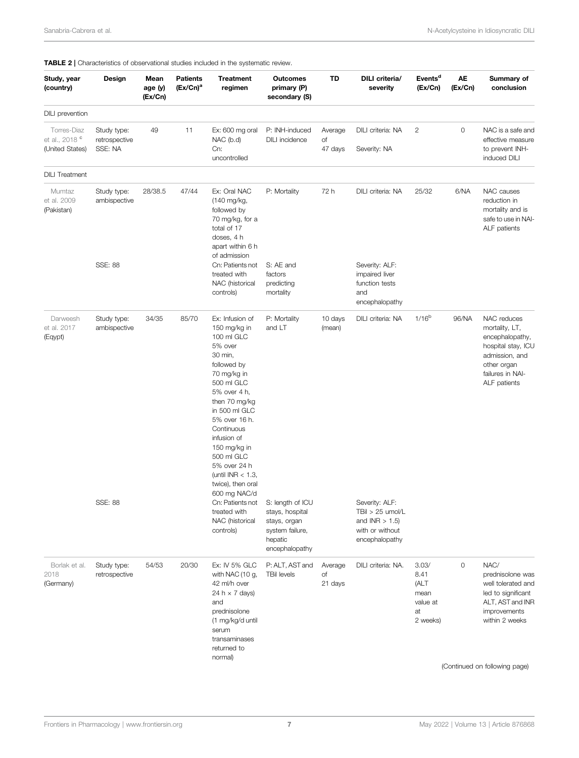**TABLE 2** | Characteristics of observational studies included in the systematic review.

| Study, year (country) | Design | Mean age (y) (Ex/Cn) | Patients (Ex/Cn)[a] | Treatment regimen | Outcomes primary (P) secondary (S) | TD | DILI criteria/ severity | Events[d] (Ex/Cn) | AE (Ex/Cn) | Summary of conclusion |
|---|---|---|---|---|---|---|---|---|---|---|
| DILI prevention | | | | | | | | | | |
| Torres-Diaz et al., 2018 [c] (United States) | Study type: retrospective SSE: NA | 49 | 11 | Ex: 600 mg oral NAC (b.d) Cn: uncontrolled | P: INH-induced DILI incidence | Average of 47 days | DILI criteria: NA Severity: NA | 2 | 0 | NAC is a safe and effective measure to prevent INH-induced DILI |
| DILI Treatment | | | | | | | | | | |
| Mumtaz et al. 2009 (Pakistan) | Study type: ambispective SSE: 88 | 28/38.5 | 47/44 | Ex: Oral NAC (140 mg/kg, followed by 70 mg/kg, for a total of 17 doses, 4 h apart within 6 h of admission Cn: Patients not treated with NAC (historical controls) | P: Mortality S: AE and factors predicting mortality | 72 h | DILI criteria: NA Severity: ALF: impaired liver function tests and encephalopathy | 25/32 | 6/NA | NAC causes reduction in mortality and is safe to use in NAI-ALF patients |
| Darweesh et al. 2017 (Eqypt) | Study type: ambispective SSE: 88 | 34/35 | 85/70 | Ex: Infusion of 150 mg/kg in 100 ml GLC 5% over 30 min, followed by 70 mg/kg in 500 ml GLC 5% over 4 h, then 70 mg/kg in 500 ml GLC 5% over 16 h. Continuous infusion of 150 mg/kg in 500 ml GLC 5% over 24 h (until INR < 1.3, twice), then oral 600 mg NAC/d Cn: Patients not treated with NAC (historical controls) | P: Mortality and LT S: length of ICU stays, hospital stays, organ system failure, hepatic encephalopathy | 10 days (mean) | DILI criteria: NA Severity: ALF: TBil > 25 umol/L and INR > 1.5) with or without encephalopathy | 1/16[b] | 96/NA | NAC reduces mortality, LT, encephalopathy, hospital stay, ICU admission, and other organ failures in NAI-ALF patients |
| Borlak et al. 2018 (Germany) | Study type: retrospective | 54/53 | 20/30 | Ex: IV 5% GLC with NAC (10 g, 42 ml/h over 24 h × 7 days) and prednisolone (1 mg/kg/d until serum transaminases returned to normal) | P: ALT, AST and TBil levels | Average of 21 days | DILI criteria: NA. | 3.03/ 8.41 (ALT mean value at at 2 weeks) | 0 | NAC/ prednisolone was well tolerated and led to significant ALT, AST and INR improvements within 2 weeks |

(Continued on following page)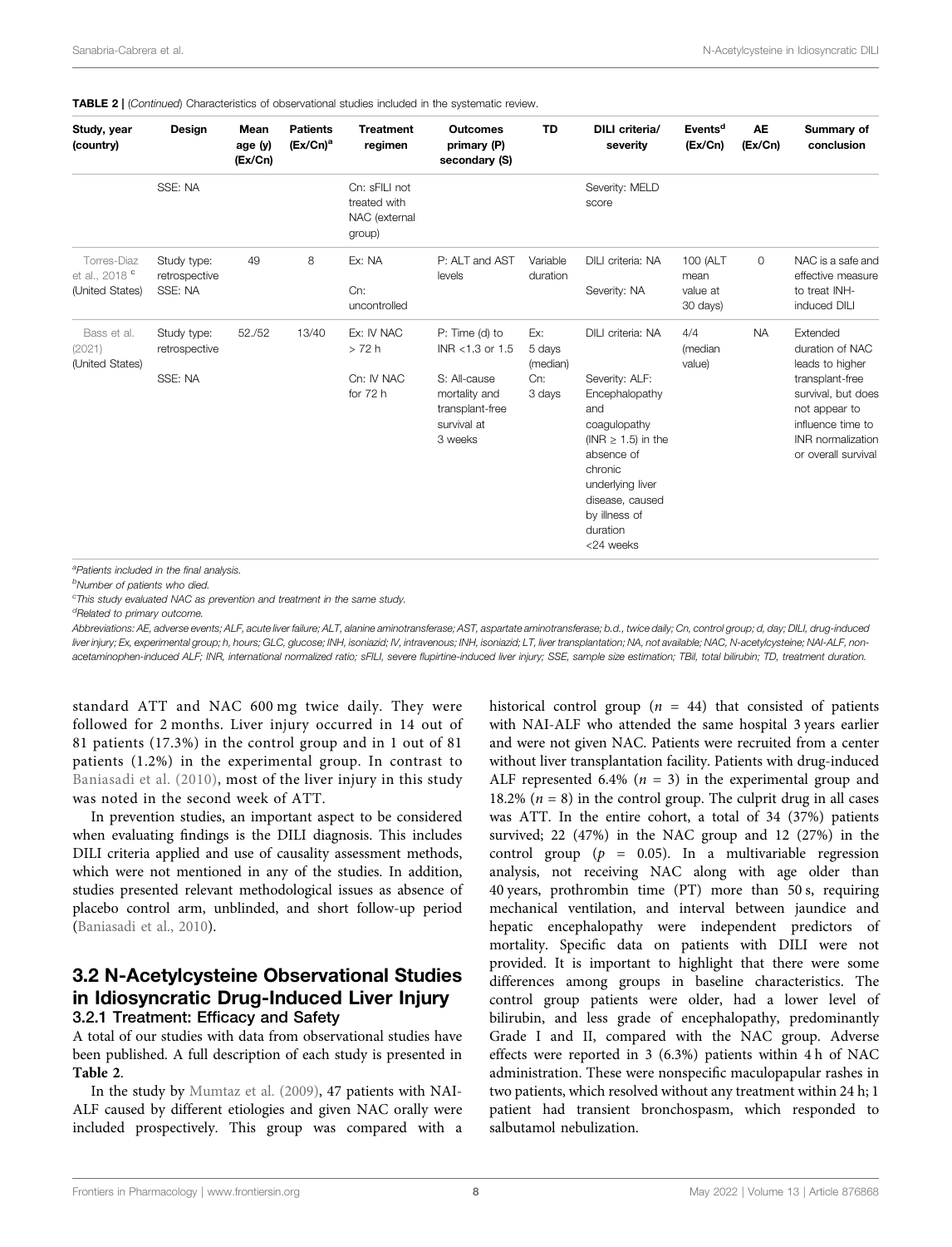**TABLE 2 |** (*Continued*) Characteristics of observational studies included in the systematic review.

| Study, year (country) | Design | Mean age (y) (Ex/Cn) | Patients (Ex/Cn)[a] | Treatment regimen | Outcomes primary (P) secondary (S) | TD | DILI criteria/ severity | Events[d] (Ex/Cn) | AE (Ex/Cn) | Summary of conclusion |
|---|---|---|---|---|---|---|---|---|---|---|
| | SSE: NA | | | Cn: sFILI not treated with NAC (external group) | | | Severity: MELD score | | | |
| Torres-Diaz et al., 2018 [c] (United States) | Study type: retrospective SSE: NA | 49 | 8 | Ex: NA Cn: uncontrolled | P: ALT and AST levels | Variable duration | DILI criteria: NA Severity: NA | 100 (ALT mean value at 30 days) | 0 | NAC is a safe and effective measure to treat INH-induced DILI |
| Bass et al. (2021) (United States) | Study type: retrospective SSE: NA | 52./52 | 13/40 | Ex: IV NAC > 72 h Cn: IV NAC for 72 h | P: Time (d) to INR <1.3 or 1.5 S: All-cause mortality and transplant-free survival at 3 weeks | Ex: 5 days (median) Cn: 3 days | DILI criteria: NA Severity: ALF: Encephalopathy and coagulopathy (INR ≥ 1.5) in the absence of chronic underlying liver disease, caused by illness of duration <24 weeks | 4/4 (median value) | NA | Extended duration of NAC leads to higher transplant-free survival, but does not appear to influence time to INR normalization or overall survival |

[a]*Patients included in the final analysis.*
[b]*Number of patients who died.*
[c]*This study evaluated NAC as prevention and treatment in the same study.*
[d]*Related to primary outcome.*
*Abbreviations: AE, adverse events; ALF, acute liver failure; ALT, alanine aminotransferase; AST, aspartate aminotransferase; b.d., twice daily; Cn, control group; d, day; DILI, drug-induced liver injury; Ex, experimental group; h, hours; GLC, glucose; INH, isoniazid; IV, intravenous; INH, isoniazid; LT, liver transplantation; NA, not available; NAC, N-acetylcysteine; NAI-ALF, non-acetaminophen-induced ALF; INR, international normalized ratio; sFILI, severe flupirtine-induced liver injury; SSE, sample size estimation; TBil, total bilirubin; TD, treatment duration.*

standard ATT and NAC 600 mg twice daily. They were followed for 2 months. Liver injury occurred in 14 out of 81 patients (17.3%) in the control group and in 1 out of 81 patients (1.2%) in the experimental group. In contrast to Baniasadi et al. (2010), most of the liver injury in this study was noted in the second week of ATT.

In prevention studies, an important aspect to be considered when evaluating findings is the DILI diagnosis. This includes DILI criteria applied and use of causality assessment methods, which were not mentioned in any of the studies. In addition, studies presented relevant methodological issues as absence of placebo control arm, unblinded, and short follow-up period (Baniasadi et al., 2010).

## 3.2 N-Acetylcysteine Observational Studies in Idiosyncratic Drug-Induced Liver Injury

### 3.2.1 Treatment: Efficacy and Safety

A total of our studies with data from observational studies have been published. A full description of each study is presented in **Table 2**.

In the study by Mumtaz et al. (2009), 47 patients with NAI-ALF caused by different etiologies and given NAC orally were included prospectively. This group was compared with a historical control group ($n$ = 44) that consisted of patients with NAI-ALF who attended the same hospital 3 years earlier and were not given NAC. Patients were recruited from a center without liver transplantation facility. Patients with drug-induced ALF represented 6.4% ($n$ = 3) in the experimental group and 18.2% ($n$ = 8) in the control group. The culprit drug in all cases was ATT. In the entire cohort, a total of 34 (37%) patients survived; 22 (47%) in the NAC group and 12 (27%) in the control group ($p$ = 0.05). In a multivariable regression analysis, not receiving NAC along with age older than 40 years, prothrombin time (PT) more than 50 s, requiring mechanical ventilation, and interval between jaundice and hepatic encephalopathy were independent predictors of mortality. Specific data on patients with DILI were not provided. It is important to highlight that there were some differences among groups in baseline characteristics. The control group patients were older, had a lower level of bilirubin, and less grade of encephalopathy, predominantly Grade I and II, compared with the NAC group. Adverse effects were reported in 3 (6.3%) patients within 4 h of NAC administration. These were nonspecific maculopapular rashes in two patients, which resolved without any treatment within 24 h; 1 patient had transient bronchospasm, which responded to salbutamol nebulization.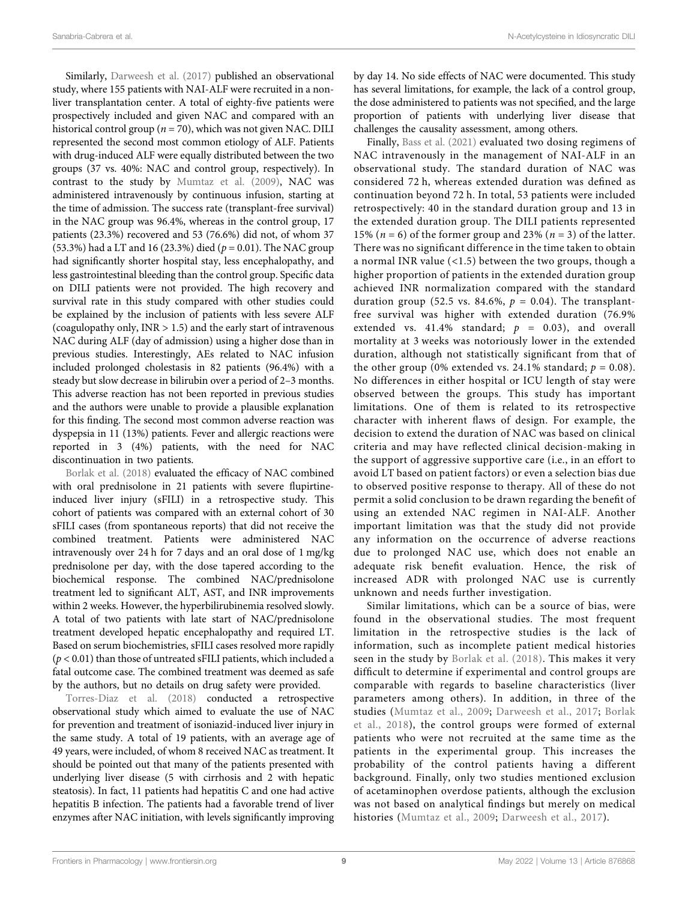Similarly, Darweesh et al. (2017) published an observational study, where 155 patients with NAI-ALF were recruited in a non-liver transplantation center. A total of eighty-five patients were prospectively included and given NAC and compared with an historical control group ($n = 70$), which was not given NAC. DILI represented the second most common etiology of ALF. Patients with drug-induced ALF were equally distributed between the two groups (37 vs. 40%: NAC and control group, respectively). In contrast to the study by Mumtaz et al. (2009), NAC was administered intravenously by continuous infusion, starting at the time of admission. The success rate (transplant-free survival) in the NAC group was 96.4%, whereas in the control group, 17 patients (23.3%) recovered and 53 (76.6%) did not, of whom 37 (53.3%) had a LT and 16 (23.3%) died ($p = 0.01$). The NAC group had significantly shorter hospital stay, less encephalopathy, and less gastrointestinal bleeding than the control group. Specific data on DILI patients were not provided. The high recovery and survival rate in this study compared with other studies could be explained by the inclusion of patients with less severe ALF (coagulopathy only, INR > 1.5) and the early start of intravenous NAC during ALF (day of admission) using a higher dose than in previous studies. Interestingly, AEs related to NAC infusion included prolonged cholestasis in 82 patients (96.4%) with a steady but slow decrease in bilirubin over a period of 2–3 months. This adverse reaction has not been reported in previous studies and the authors were unable to provide a plausible explanation for this finding. The second most common adverse reaction was dyspepsia in 11 (13%) patients. Fever and allergic reactions were reported in 3 (4%) patients, with the need for NAC discontinuation in two patients.

Borlak et al. (2018) evaluated the efficacy of NAC combined with oral prednisolone in 21 patients with severe flupirtine-induced liver injury (sFILI) in a retrospective study. This cohort of patients was compared with an external cohort of 30 sFILI cases (from spontaneous reports) that did not receive the combined treatment. Patients were administered NAC intravenously over 24 h for 7 days and an oral dose of 1 mg/kg prednisolone per day, with the dose tapered according to the biochemical response. The combined NAC/prednisolone treatment led to significant ALT, AST, and INR improvements within 2 weeks. However, the hyperbilirubinemia resolved slowly. A total of two patients with late start of NAC/prednisolone treatment developed hepatic encephalopathy and required LT. Based on serum biochemistries, sFILI cases resolved more rapidly ($p < 0.01$) than those of untreated sFILI patients, which included a fatal outcome case. The combined treatment was deemed as safe by the authors, but no details on drug safety were provided.

Torres-Diaz et al. (2018) conducted a retrospective observational study which aimed to evaluate the use of NAC for prevention and treatment of isoniazid-induced liver injury in the same study. A total of 19 patients, with an average age of 49 years, were included, of whom 8 received NAC as treatment. It should be pointed out that many of the patients presented with underlying liver disease (5 with cirrhosis and 2 with hepatic steatosis). In fact, 11 patients had hepatitis C and one had active hepatitis B infection. The patients had a favorable trend of liver enzymes after NAC initiation, with levels significantly improving by day 14. No side effects of NAC were documented. This study has several limitations, for example, the lack of a control group, the dose administered to patients was not specified, and the large proportion of patients with underlying liver disease that challenges the causality assessment, among others.

Finally, Bass et al. (2021) evaluated two dosing regimens of NAC intravenously in the management of NAI-ALF in an observational study. The standard duration of NAC was considered 72 h, whereas extended duration was defined as continuation beyond 72 h. In total, 53 patients were included retrospectively: 40 in the standard duration group and 13 in the extended duration group. The DILI patients represented 15% ($n = 6$) of the former group and 23% ($n = 3$) of the latter. There was no significant difference in the time taken to obtain a normal INR value (<1.5) between the two groups, though a higher proportion of patients in the extended duration group achieved INR normalization compared with the standard duration group (52.5 vs. 84.6%, $p = 0.04$). The transplant-free survival was higher with extended duration (76.9% extended vs. 41.4% standard; $p = 0.03$), and overall mortality at 3 weeks was notoriously lower in the extended duration, although not statistically significant from that of the other group (0% extended vs. 24.1% standard; $p = 0.08$). No differences in either hospital or ICU length of stay were observed between the groups. This study has important limitations. One of them is related to its retrospective character with inherent flaws of design. For example, the decision to extend the duration of NAC was based on clinical criteria and may have reflected clinical decision-making in the support of aggressive supportive care (i.e., in an effort to avoid LT based on patient factors) or even a selection bias due to observed positive response to therapy. All of these do not permit a solid conclusion to be drawn regarding the benefit of using an extended NAC regimen in NAI-ALF. Another important limitation was that the study did not provide any information on the occurrence of adverse reactions due to prolonged NAC use, which does not enable an adequate risk benefit evaluation. Hence, the risk of increased ADR with prolonged NAC use is currently unknown and needs further investigation.

Similar limitations, which can be a source of bias, were found in the observational studies. The most frequent limitation in the retrospective studies is the lack of information, such as incomplete patient medical histories seen in the study by Borlak et al. (2018). This makes it very difficult to determine if experimental and control groups are comparable with regards to baseline characteristics (liver parameters among others). In addition, in three of the studies (Mumtaz et al., 2009; Darweesh et al., 2017; Borlak et al., 2018), the control groups were formed of external patients who were not recruited at the same time as the patients in the experimental group. This increases the probability of the control patients having a different background. Finally, only two studies mentioned exclusion of acetaminophen overdose patients, although the exclusion was not based on analytical findings but merely on medical histories (Mumtaz et al., 2009; Darweesh et al., 2017).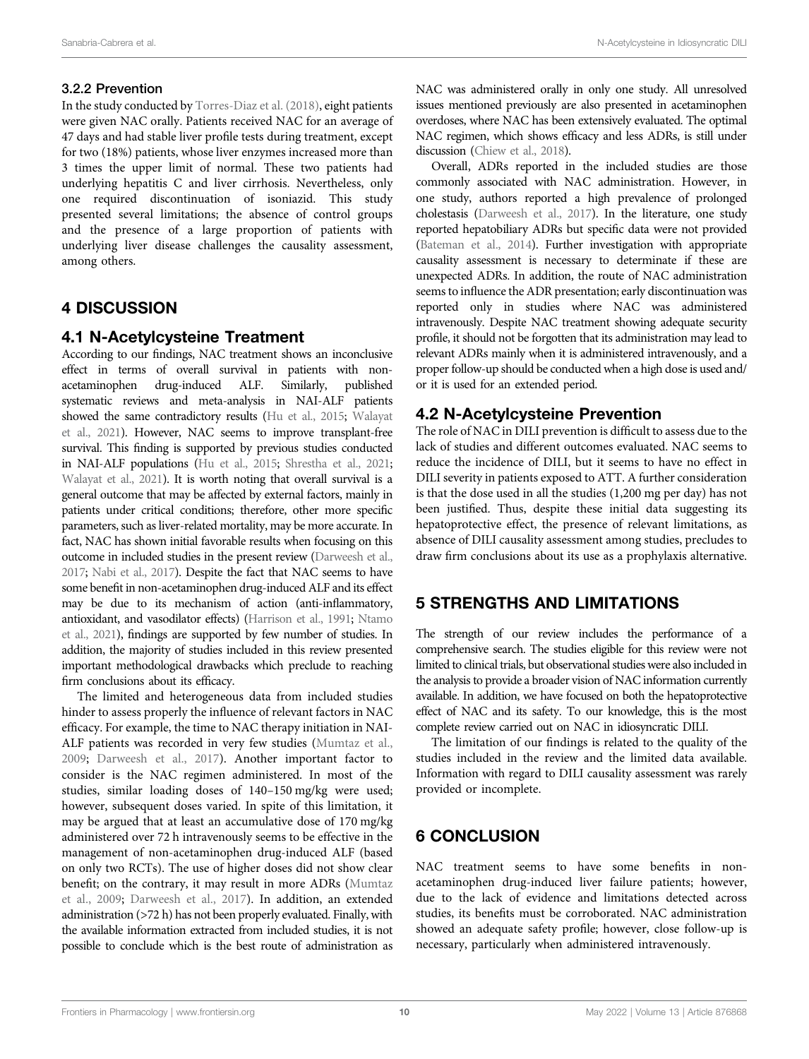### 3.2.2 Prevention

In the study conducted by Torres-Diaz et al. (2018), eight patients were given NAC orally. Patients received NAC for an average of 47 days and had stable liver profile tests during treatment, except for two (18%) patients, whose liver enzymes increased more than 3 times the upper limit of normal. These two patients had underlying hepatitis C and liver cirrhosis. Nevertheless, only one required discontinuation of isoniazid. This study presented several limitations; the absence of control groups and the presence of a large proportion of patients with underlying liver disease challenges the causality assessment, among others.

## 4 DISCUSSION

### 4.1 N-Acetylcysteine Treatment

According to our findings, NAC treatment shows an inconclusive effect in terms of overall survival in patients with non-acetaminophen drug-induced ALF. Similarly, published systematic reviews and meta-analysis in NAI-ALF patients showed the same contradictory results (Hu et al., 2015; Walayat et al., 2021). However, NAC seems to improve transplant-free survival. This finding is supported by previous studies conducted in NAI-ALF populations (Hu et al., 2015; Shrestha et al., 2021; Walayat et al., 2021). It is worth noting that overall survival is a general outcome that may be affected by external factors, mainly in patients under critical conditions; therefore, other more specific parameters, such as liver-related mortality, may be more accurate. In fact, NAC has shown initial favorable results when focusing on this outcome in included studies in the present review (Darweesh et al., 2017; Nabi et al., 2017). Despite the fact that NAC seems to have some benefit in non-acetaminophen drug-induced ALF and its effect may be due to its mechanism of action (anti-inflammatory, antioxidant, and vasodilator effects) (Harrison et al., 1991; Ntamo et al., 2021), findings are supported by few number of studies. In addition, the majority of studies included in this review presented important methodological drawbacks which preclude to reaching firm conclusions about its efficacy.

The limited and heterogeneous data from included studies hinder to assess properly the influence of relevant factors in NAC efficacy. For example, the time to NAC therapy initiation in NAI-ALF patients was recorded in very few studies (Mumtaz et al., 2009; Darweesh et al., 2017). Another important factor to consider is the NAC regimen administered. In most of the studies, similar loading doses of 140–150 mg/kg were used; however, subsequent doses varied. In spite of this limitation, it may be argued that at least an accumulative dose of 170 mg/kg administered over 72 h intravenously seems to be effective in the management of non-acetaminophen drug-induced ALF (based on only two RCTs). The use of higher doses did not show clear benefit; on the contrary, it may result in more ADRs (Mumtaz et al., 2009; Darweesh et al., 2017). In addition, an extended administration (>72 h) has not been properly evaluated. Finally, with the available information extracted from included studies, it is not possible to conclude which is the best route of administration as NAC was administered orally in only one study. All unresolved issues mentioned previously are also presented in acetaminophen overdoses, where NAC has been extensively evaluated. The optimal NAC regimen, which shows efficacy and less ADRs, is still under discussion (Chiew et al., 2018).

Overall, ADRs reported in the included studies are those commonly associated with NAC administration. However, in one study, authors reported a high prevalence of prolonged cholestasis (Darweesh et al., 2017). In the literature, one study reported hepatobiliary ADRs but specific data were not provided (Bateman et al., 2014). Further investigation with appropriate causality assessment is necessary to determinate if these are unexpected ADRs. In addition, the route of NAC administration seems to influence the ADR presentation; early discontinuation was reported only in studies where NAC was administered intravenously. Despite NAC treatment showing adequate security profile, it should not be forgotten that its administration may lead to relevant ADRs mainly when it is administered intravenously, and a proper follow-up should be conducted when a high dose is used and/or it is used for an extended period.

### 4.2 N-Acetylcysteine Prevention

The role of NAC in DILI prevention is difficult to assess due to the lack of studies and different outcomes evaluated. NAC seems to reduce the incidence of DILI, but it seems to have no effect in DILI severity in patients exposed to ATT. A further consideration is that the dose used in all the studies (1,200 mg per day) has not been justified. Thus, despite these initial data suggesting its hepatoprotective effect, the presence of relevant limitations, as absence of DILI causality assessment among studies, precludes to draw firm conclusions about its use as a prophylaxis alternative.

## 5 STRENGTHS AND LIMITATIONS

The strength of our review includes the performance of a comprehensive search. The studies eligible for this review were not limited to clinical trials, but observational studies were also included in the analysis to provide a broader vision of NAC information currently available. In addition, we have focused on both the hepatoprotective effect of NAC and its safety. To our knowledge, this is the most complete review carried out on NAC in idiosyncratic DILI.

The limitation of our findings is related to the quality of the studies included in the review and the limited data available. Information with regard to DILI causality assessment was rarely provided or incomplete.

## 6 CONCLUSION

NAC treatment seems to have some benefits in non-acetaminophen drug-induced liver failure patients; however, due to the lack of evidence and limitations detected across studies, its benefits must be corroborated. NAC administration showed an adequate safety profile; however, close follow-up is necessary, particularly when administered intravenously.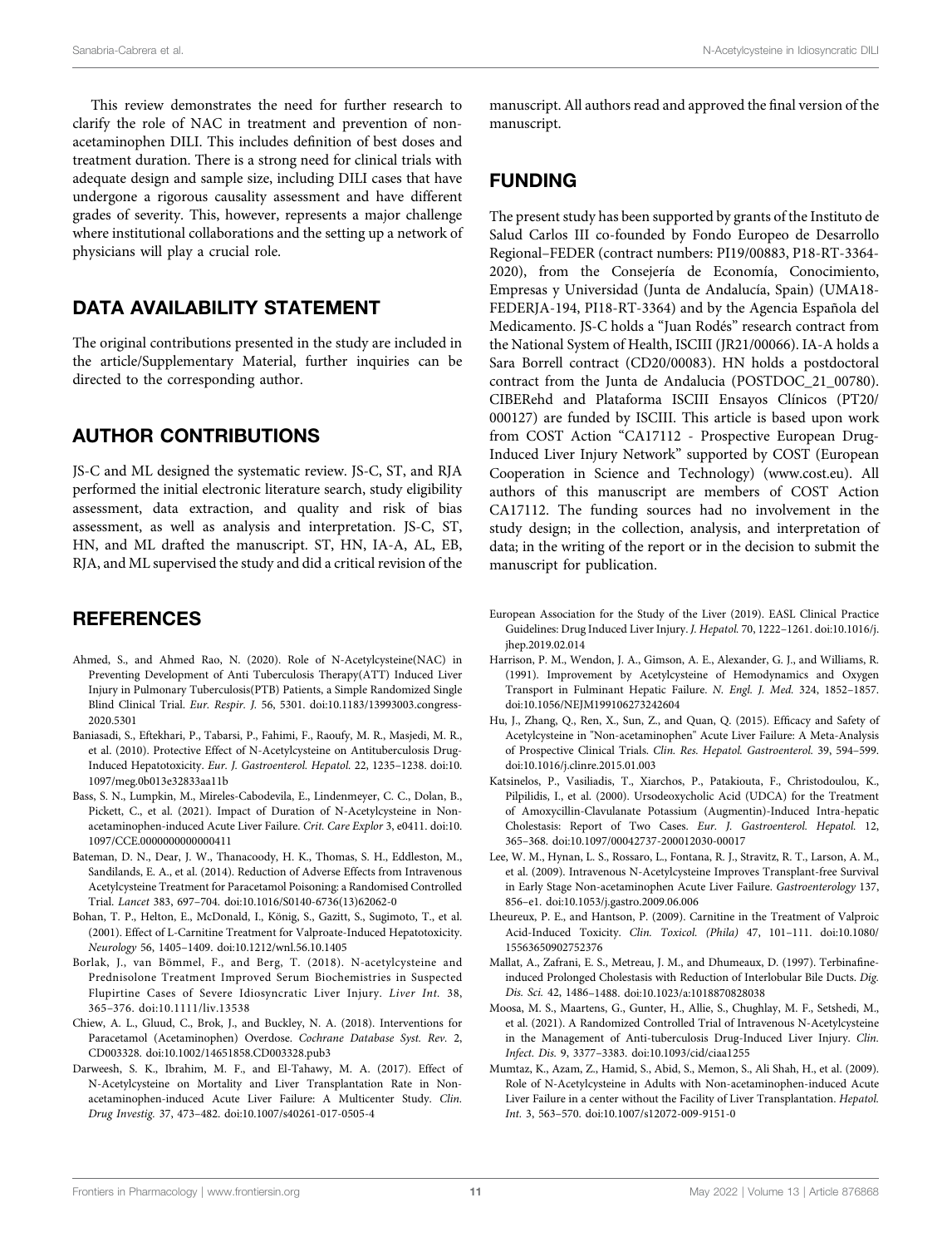This review demonstrates the need for further research to clarify the role of NAC in treatment and prevention of non-acetaminophen DILI. This includes definition of best doses and treatment duration. There is a strong need for clinical trials with adequate design and sample size, including DILI cases that have undergone a rigorous causality assessment and have different grades of severity. This, however, represents a major challenge where institutional collaborations and the setting up a network of physicians will play a crucial role.

## DATA AVAILABILITY STATEMENT

The original contributions presented in the study are included in the article/Supplementary Material, further inquiries can be directed to the corresponding author.

## AUTHOR CONTRIBUTIONS

JS-C and ML designed the systematic review. JS-C, ST, and RJA performed the initial electronic literature search, study eligibility assessment, data extraction, and quality and risk of bias assessment, as well as analysis and interpretation. JS-C, ST, HN, and ML drafted the manuscript. ST, HN, IA-A, AL, EB, RJA, and ML supervised the study and did a critical revision of the manuscript. All authors read and approved the final version of the manuscript.

## FUNDING

The present study has been supported by grants of the Instituto de Salud Carlos III co-founded by Fondo Europeo de Desarrollo Regional–FEDER (contract numbers: PI19/00883, P18-RT-3364-2020), from the Consejería de Economía, Conocimiento, Empresas y Universidad (Junta de Andalucía, Spain) (UMA18-FEDERJA-194, PI18-RT-3364) and by the Agencia Española del Medicamento. JS-C holds a "Juan Rodés" research contract from the National System of Health, ISCIII (JR21/00066). IA-A holds a Sara Borrell contract (CD20/00083). HN holds a postdoctoral contract from the Junta de Andalucia (POSTDOC_21_00780). CIBERehd and Plataforma ISCIII Ensayos Clínicos (PT20/000127) are funded by ISCIII. This article is based upon work from COST Action "CA17112 - Prospective European Drug-Induced Liver Injury Network" supported by COST (European Cooperation in Science and Technology) (www.cost.eu). All authors of this manuscript are members of COST Action CA17112. The funding sources had no involvement in the study design; in the collection, analysis, and interpretation of data; in the writing of the report or in the decision to submit the manuscript for publication.

## REFERENCES

Ahmed, S., and Ahmed Rao, N. (2020). Role of N-Acetylcysteine(NAC) in Preventing Development of Anti Tuberculosis Therapy(ATT) Induced Liver Injury in Pulmonary Tuberculosis(PTB) Patients, a Simple Randomized Single Blind Clinical Trial. *Eur. Respir. J.* 56, 5301. doi:10.1183/13993003.congress-2020.5301

Baniasadi, S., Eftekhari, P., Tabarsi, P., Fahimi, F., Raoufy, M. R., Masjedi, M. R., et al. (2010). Protective Effect of N-Acetylcysteine on Antituberculosis Drug-Induced Hepatotoxicity. *Eur. J. Gastroenterol. Hepatol.* 22, 1235–1238. doi:10.1097/meg.0b013e32833aa11b

Bass, S. N., Lumpkin, M., Mireles-Cabodevila, E., Lindenmeyer, C. C., Dolan, B., Pickett, C., et al. (2021). Impact of Duration of N-Acetylcysteine in Non-acetaminophen-induced Acute Liver Failure. *Crit. Care Explor* 3, e0411. doi:10.1097/CCE.0000000000000411

Bateman, D. N., Dear, J. W., Thanacoody, H. K., Thomas, S. H., Eddleston, M., Sandilands, E. A., et al. (2014). Reduction of Adverse Effects from Intravenous Acetylcysteine Treatment for Paracetamol Poisoning: a Randomised Controlled Trial. *Lancet* 383, 697–704. doi:10.1016/S0140-6736(13)62062-0

Bohan, T. P., Helton, E., McDonald, I., König, S., Gazitt, S., Sugimoto, T., et al. (2001). Effect of L-Carnitine Treatment for Valproate-Induced Hepatotoxicity. *Neurology* 56, 1405–1409. doi:10.1212/wnl.56.10.1405

Borlak, J., van Bömmel, F., and Berg, T. (2018). N-acetylcysteine and Prednisolone Treatment Improved Serum Biochemistries in Suspected Flupirtine Cases of Severe Idiosyncratic Liver Injury. *Liver Int.* 38, 365–376. doi:10.1111/liv.13538

Chiew, A. L., Gluud, C., Brok, J., and Buckley, N. A. (2018). Interventions for Paracetamol (Acetaminophen) Overdose. *Cochrane Database Syst. Rev.* 2, CD003328. doi:10.1002/14651858.CD003328.pub3

Darweesh, S. K., Ibrahim, M. F., and El-Tahawy, M. A. (2017). Effect of N-Acetylcysteine on Mortality and Liver Transplantation Rate in Non-acetaminophen-induced Acute Liver Failure: A Multicenter Study. *Clin. Drug Investig.* 37, 473–482. doi:10.1007/s40261-017-0505-4

European Association for the Study of the Liver (2019). EASL Clinical Practice Guidelines: Drug Induced Liver Injury. *J. Hepatol.* 70, 1222–1261. doi:10.1016/j.jhep.2019.02.014

Harrison, P. M., Wendon, J. A., Gimson, A. E., Alexander, G. J., and Williams, R. (1991). Improvement by Acetylcysteine of Hemodynamics and Oxygen Transport in Fulminant Hepatic Failure. *N. Engl. J. Med.* 324, 1852–1857. doi:10.1056/NEJM199106273242604

Hu, J., Zhang, Q., Ren, X., Sun, Z., and Quan, Q. (2015). Efficacy and Safety of Acetylcysteine in "Non-acetaminophen" Acute Liver Failure: A Meta-Analysis of Prospective Clinical Trials. *Clin. Res. Hepatol. Gastroenterol.* 39, 594–599. doi:10.1016/j.clinre.2015.01.003

Katsinelos, P., Vasiliadis, T., Xiarchos, P., Patakiouta, F., Christodoulou, K., Pilpilidis, I., et al. (2000). Ursodeoxycholic Acid (UDCA) for the Treatment of Amoxycillin-Clavulanate Potassium (Augmentin)-Induced Intra-hepatic Cholestasis: Report of Two Cases. *Eur. J. Gastroenterol. Hepatol.* 12, 365–368. doi:10.1097/00042737-200012030-00017

Lee, W. M., Hynan, L. S., Rossaro, L., Fontana, R. J., Stravitz, R. T., Larson, A. M., et al. (2009). Intravenous N-Acetylcysteine Improves Transplant-free Survival in Early Stage Non-acetaminophen Acute Liver Failure. *Gastroenterology* 137, 856–e1. doi:10.1053/j.gastro.2009.06.006

Lheureux, P. E., and Hantson, P. (2009). Carnitine in the Treatment of Valproic Acid-Induced Toxicity. *Clin. Toxicol. (Phila)* 47, 101–111. doi:10.1080/15563650902752376

Mallat, A., Zafrani, E. S., Metreau, J. M., and Dhumeaux, D. (1997). Terbinafine-induced Prolonged Cholestasis with Reduction of Interlobular Bile Ducts. *Dig. Dis. Sci.* 42, 1486–1488. doi:10.1023/a:1018870828038

Moosa, M. S., Maartens, G., Gunter, H., Allie, S., Chughlay, M. F., Setshedi, M., et al. (2021). A Randomized Controlled Trial of Intravenous N-Acetylcysteine in the Management of Anti-tuberculosis Drug-Induced Liver Injury. *Clin. Infect. Dis.* 9, 3377–3383. doi:10.1093/cid/ciaa1255

Mumtaz, K., Azam, Z., Hamid, S., Abid, S., Memon, S., Ali Shah, H., et al. (2009). Role of N-Acetylcysteine in Adults with Non-acetaminophen-induced Acute Liver Failure in a center without the Facility of Liver Transplantation. *Hepatol. Int.* 3, 563–570. doi:10.1007/s12072-009-9151-0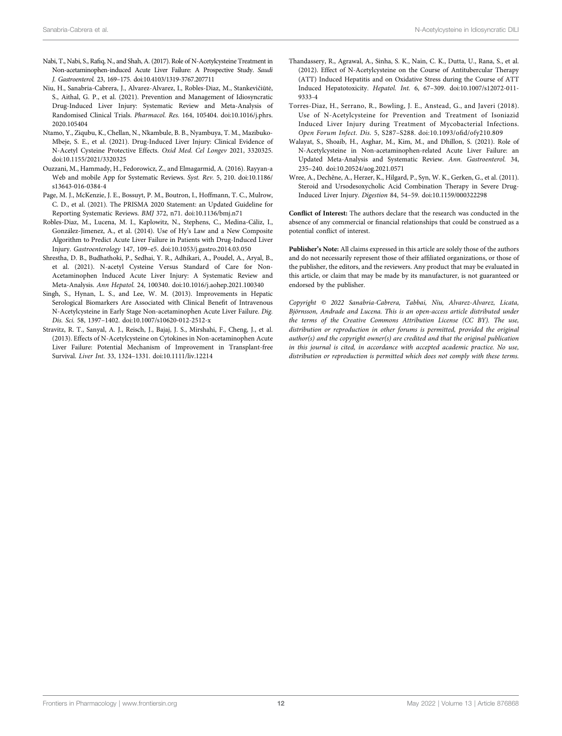Nabi, T., Nabi, S., Rafiq, N., and Shah, A. (2017). Role of N-Acetylcysteine Treatment in Non-acetaminophen-induced Acute Liver Failure: A Prospective Study. *Saudi J. Gastroenterol.* 23, 169–175. doi:10.4103/1319-3767.207711

Niu, H., Sanabria-Cabrera, J., Alvarez-Alvarez, I., Robles-Diaz, M., Stankevičiūtė, S., Aithal, G. P., et al. (2021). Prevention and Management of Idiosyncratic Drug-Induced Liver Injury: Systematic Review and Meta-Analysis of Randomised Clinical Trials. *Pharmacol. Res.* 164, 105404. doi:10.1016/j.phrs.2020.105404

Ntamo, Y., Ziqubu, K., Chellan, N., Nkambule, B. B., Nyambuya, T. M., Mazibuko-Mbeje, S. E., et al. (2021). Drug-Induced Liver Injury: Clinical Evidence of N-Acetyl Cysteine Protective Effects. *Oxid Med. Cel Longev* 2021, 3320325. doi:10.1155/2021/3320325

Ouzzani, M., Hammady, H., Fedorowicz, Z., and Elmagarmid, A. (2016). Rayyan-a Web and mobile App for Systematic Reviews. *Syst. Rev.* 5, 210. doi:10.1186/s13643-016-0384-4

Page, M. J., McKenzie, J. E., Bossuyt, P. M., Boutron, I., Hoffmann, T. C., Mulrow, C. D., et al. (2021). The PRISMA 2020 Statement: an Updated Guideline for Reporting Systematic Reviews. *BMJ* 372, n71. doi:10.1136/bmj.n71

Robles-Diaz, M., Lucena, M. I., Kaplowitz, N., Stephens, C., Medina-Cáliz, I., González-Jimenez, A., et al. (2014). Use of Hy's Law and a New Composite Algorithm to Predict Acute Liver Failure in Patients with Drug-Induced Liver Injury. *Gastroenterology* 147, 109–e5. doi:10.1053/j.gastro.2014.03.050

Shrestha, D. B., Budhathoki, P., Sedhai, Y. R., Adhikari, A., Poudel, A., Aryal, B., et al. (2021). N-acetyl Cysteine Versus Standard of Care for Non-Acetaminophen Induced Acute Liver Injury: A Systematic Review and Meta-Analysis. *Ann Hepatol.* 24, 100340. doi:10.1016/j.aohep.2021.100340

Singh, S., Hynan, L. S., and Lee, W. M. (2013). Improvements in Hepatic Serological Biomarkers Are Associated with Clinical Benefit of Intravenous N-Acetylcysteine in Early Stage Non-acetaminophen Acute Liver Failure. *Dig. Dis. Sci.* 58, 1397–1402. doi:10.1007/s10620-012-2512-x

Stravitz, R. T., Sanyal, A. J., Reisch, J., Bajaj, J. S., Mirshahi, F., Cheng, J., et al. (2013). Effects of N-Acetylcysteine on Cytokines in Non-acetaminophen Acute Liver Failure: Potential Mechanism of Improvement in Transplant-free Survival. *Liver Int.* 33, 1324–1331. doi:10.1111/liv.12214

Thandassery, R., Agrawal, A., Sinha, S. K., Nain, C. K., Dutta, U., Rana, S., et al. (2012). Effect of N-Acetylcysteine on the Course of Antitubercular Therapy (ATT) Induced Hepatitis and on Oxidative Stress during the Course of ATT Induced Hepatotoxicity. *Hepatol. Int.* 6, 67–309. doi:10.1007/s12072-011-9333-4

Torres-Diaz, H., Serrano, R., Bowling, J. E., Anstead, G., and Javeri (2018). Use of N-Acetylcysteine for Prevention and Treatment of Isoniazid Induced Liver Injury during Treatment of Mycobacterial Infections. *Open Forum Infect. Dis.* 5, S287–S288. doi:10.1093/ofid/ofy210.809

Walayat, S., Shoaib, H., Asghar, M., Kim, M., and Dhillon, S. (2021). Role of N-Acetylcysteine in Non-acetaminophen-related Acute Liver Failure: an Updated Meta-Analysis and Systematic Review. *Ann. Gastroenterol.* 34, 235–240. doi:10.20524/aog.2021.0571

Wree, A., Dechêne, A., Herzer, K., Hilgard, P., Syn, W. K., Gerken, G., et al. (2011). Steroid and Ursodesoxycholic Acid Combination Therapy in Severe Drug-Induced Liver Injury. *Digestion* 84, 54–59. doi:10.1159/000322298

**Conflict of Interest:** The authors declare that the research was conducted in the absence of any commercial or financial relationships that could be construed as a potential conflict of interest.

**Publisher's Note:** All claims expressed in this article are solely those of the authors and do not necessarily represent those of their affiliated organizations, or those of the publisher, the editors, and the reviewers. Any product that may be evaluated in this article, or claim that may be made by its manufacturer, is not guaranteed or endorsed by the publisher.

*Copyright © 2022 Sanabria-Cabrera, Tabbai, Niu, Alvarez-Alvarez, Licata, Björnsson, Andrade and Lucena. This is an open-access article distributed under the terms of the Creative Commons Attribution License (CC BY). The use, distribution or reproduction in other forums is permitted, provided the original author(s) and the copyright owner(s) are credited and that the original publication in this journal is cited, in accordance with accepted academic practice. No use, distribution or reproduction is permitted which does not comply with these terms.*